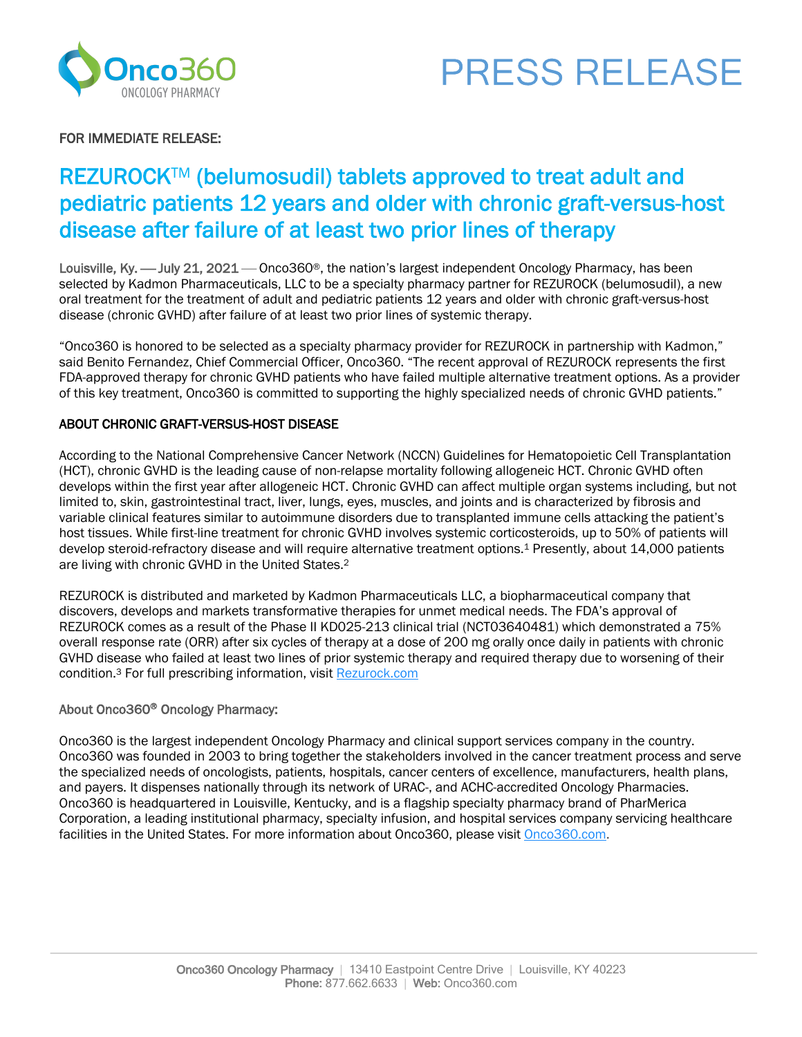# PRESS RELEASE

FOR IMMEDIATE RELEASE:

## REZUROCK™ (belumosudil) tablets approved to treat adult and pediatric patients 12 years and older with chronic graft-versus-host disease after failure of at least two prior lines of therapy

Louisville, Ky. — July 21, 2021 — Onco360®, the nation's largest independent Oncology Pharmacy, has been selected by Kadmon Pharmaceuticals, LLC to be a specialty pharmacy partner for REZUROCK (belumosudil), a new oral treatment for the treatment of adult and pediatric patients 12 years and older with chronic graft-versus-host disease (chronic GVHD) after failure of at least two prior lines of systemic therapy.

"Onco360 is honored to be selected as a specialty pharmacy provider for REZUROCK in partnership with Kadmon," said Benito Fernandez, Chief Commercial Officer, Onco360. "The recent approval of REZUROCK represents the first FDA-approved therapy for chronic GVHD patients who have failed multiple alternative treatment options. As a provider of this key treatment, Onco360 is committed to supporting the highly specialized needs of chronic GVHD patients."

### ABOUT CHRONIC GRAFT-VERSUS-HOST DISEASE

According to the National Comprehensive Cancer Network (NCCN) Guidelines for Hematopoietic Cell Transplantation (HCT), chronic GVHD is the leading cause of non-relapse mortality following allogeneic HCT. Chronic GVHD often develops within the first year after allogeneic HCT. Chronic GVHD can affect multiple organ systems including, but not limited to, skin, gastrointestinal tract, liver, lungs, eyes, muscles, and joints and is characterized by fibrosis and variable clinical features similar to autoimmune disorders due to transplanted immune cells attacking the patient's host tissues. While first-line treatment for chronic GVHD involves systemic corticosteroids, up to 50% of patients will develop steroid-refractory disease and will require alternative treatment options.[1] Presently, about 14,000 patients are living with chronic GVHD in the United States.[2]

REZUROCK is distributed and marketed by Kadmon Pharmaceuticals LLC, a biopharmaceutical company that discovers, develops and markets transformative therapies for unmet medical needs. The FDA's approval of REZUROCK comes as a result of the Phase II KD025-213 clinical trial (NCT03640481) which demonstrated a 75% overall response rate (ORR) after six cycles of therapy at a dose of 200 mg orally once daily in patients with chronic GVHD disease who failed at least two lines of prior systemic therapy and required therapy due to worsening of their condition.[3] For full prescribing information, visit Rezurock.com

### About Onco360® Oncology Pharmacy:

Onco360 is the largest independent Oncology Pharmacy and clinical support services company in the country. Onco360 was founded in 2003 to bring together the stakeholders involved in the cancer treatment process and serve the specialized needs of oncologists, patients, hospitals, cancer centers of excellence, manufacturers, health plans, and payers. It dispenses nationally through its network of URAC-, and ACHC-accredited Oncology Pharmacies. Onco360 is headquartered in Louisville, Kentucky, and is a flagship specialty pharmacy brand of PharMerica Corporation, a leading institutional pharmacy, specialty infusion, and hospital services company servicing healthcare facilities in the United States. For more information about Onco360, please visit Onco360.com.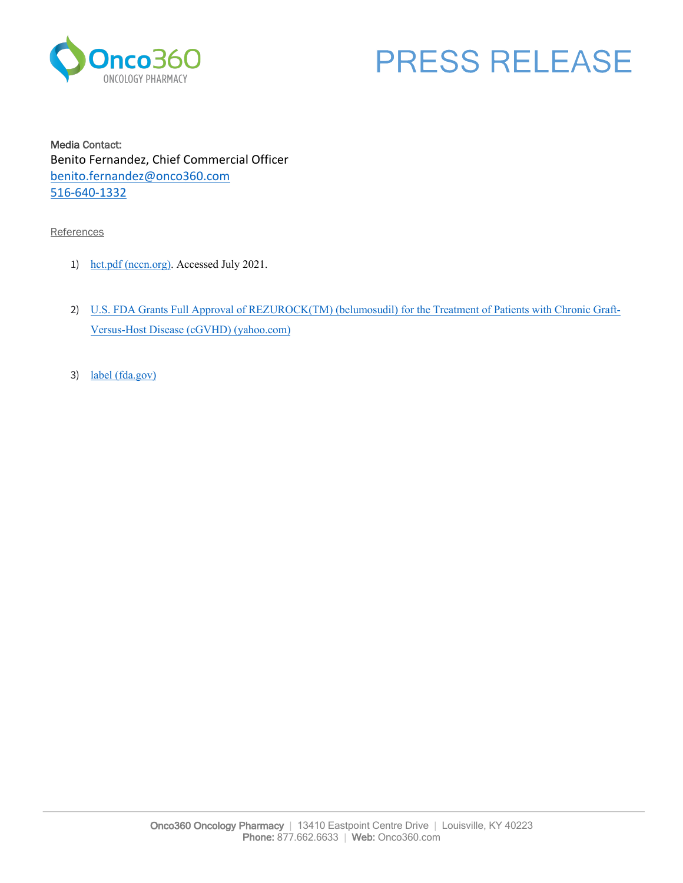# PRESS RELEASE

**Media Contact:**
Benito Fernandez, Chief Commercial Officer
benito.fernandez@onco360.com
516-640-1332

References

1) hct.pdf (nccn.org). Accessed July 2021.

2) U.S. FDA Grants Full Approval of REZUROCK(TM) (belumosudil) for the Treatment of Patients with Chronic Graft-Versus-Host Disease (cGVHD) (yahoo.com)

3) label (fda.gov)

**Onco360 Oncology Pharmacy** | 13410 Eastpoint Centre Drive | Louisville, KY 40223
**Phone:** 877.662.6633 | **Web:** Onco360.com